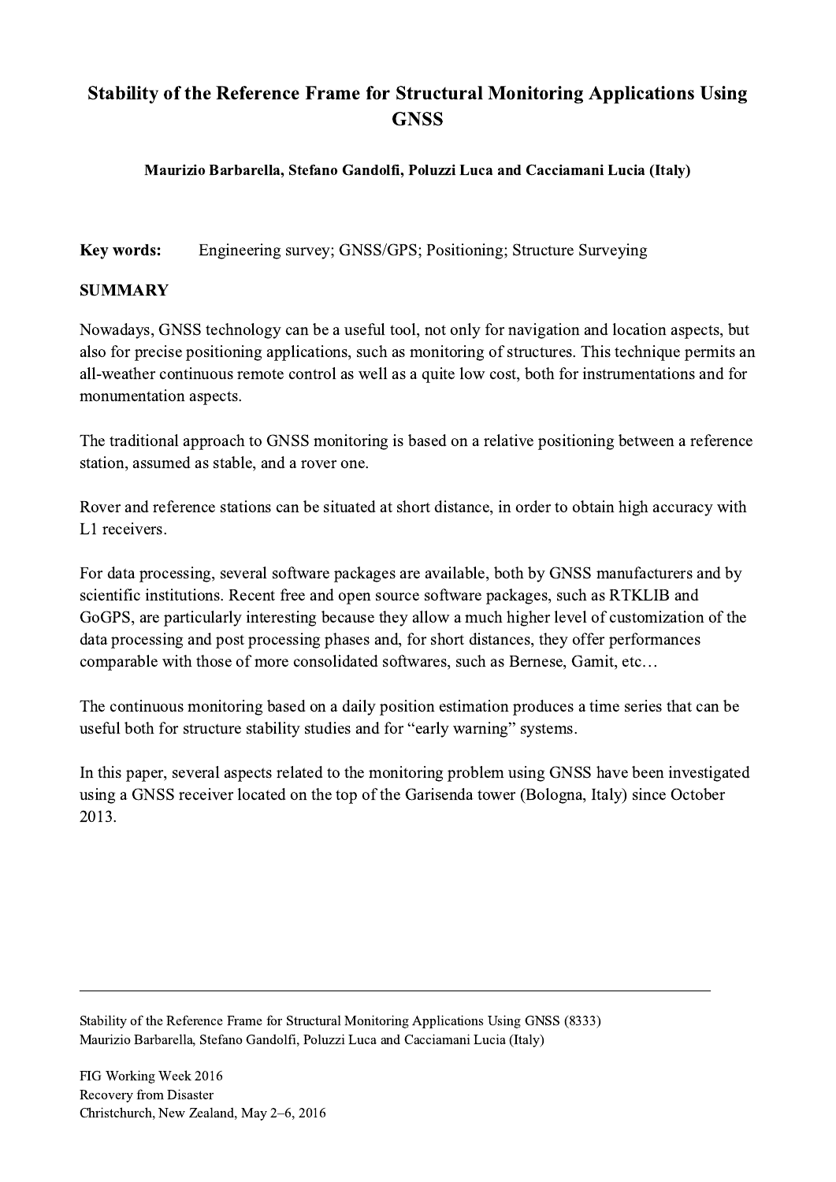# Stability of the Reference Frame for Structural Monitoring Applications Using GNSS

**Maurizio Barbarella, Stefano Gandolfi, Poluzzi Luca and Cacciamani Lucia (Italy)**

**Key words:** Engineering survey; GNSS/GPS; Positioning; Structure Surveying

## SUMMARY

Nowadays, GNSS technology can be a useful tool, not only for navigation and location aspects, but also for precise positioning applications, such as monitoring of structures. This technique permits an all-weather continuous remote control as well as a quite low cost, both for instrumentations and for monumentation aspects.

The traditional approach to GNSS monitoring is based on a relative positioning between a reference station, assumed as stable, and a rover one.

Rover and reference stations can be situated at short distance, in order to obtain high accuracy with L1 receivers.

For data processing, several software packages are available, both by GNSS manufacturers and by scientific institutions. Recent free and open source software packages, such as RTKLIB and GoGPS, are particularly interesting because they allow a much higher level of customization of the data processing and post processing phases and, for short distances, they offer performances comparable with those of more consolidated softwares, such as Bernese, Gamit, etc…

The continuous monitoring based on a daily position estimation produces a time series that can be useful both for structure stability studies and for "early warning" systems.

In this paper, several aspects related to the monitoring problem using GNSS have been investigated using a GNSS receiver located on the top of the Garisenda tower (Bologna, Italy) since October 2013.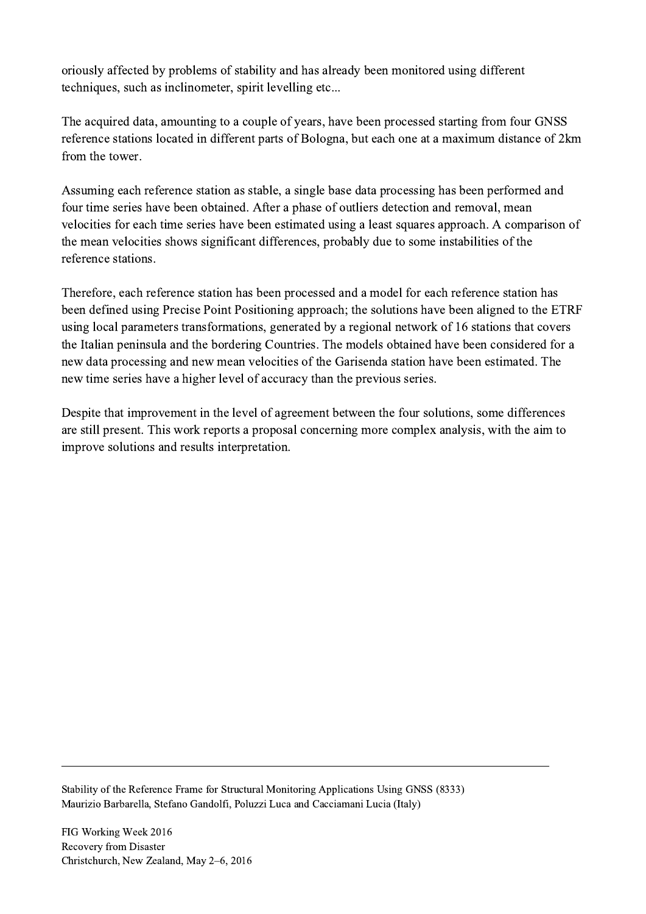oriously affected by problems of stability and has already been monitored using different techniques, such as inclinometer, spirit levelling etc...

The acquired data, amounting to a couple of years, have been processed starting from four GNSS reference stations located in different parts of Bologna, but each one at a maximum distance of 2km from the tower.

Assuming each reference station as stable, a single base data processing has been performed and four time series have been obtained. After a phase of outliers detection and removal, mean velocities for each time series have been estimated using a least squares approach. A comparison of the mean velocities shows significant differences, probably due to some instabilities of the reference stations.

Therefore, each reference station has been processed and a model for each reference station has been defined using Precise Point Positioning approach; the solutions have been aligned to the ETRF using local parameters transformations, generated by a regional network of 16 stations that covers the Italian peninsula and the bordering Countries. The models obtained have been considered for a new data processing and new mean velocities of the Garisenda station have been estimated. The new time series have a higher level of accuracy than the previous series.

Despite that improvement in the level of agreement between the four solutions, some differences are still present. This work reports a proposal concerning more complex analysis, with the aim to improve solutions and results interpretation.